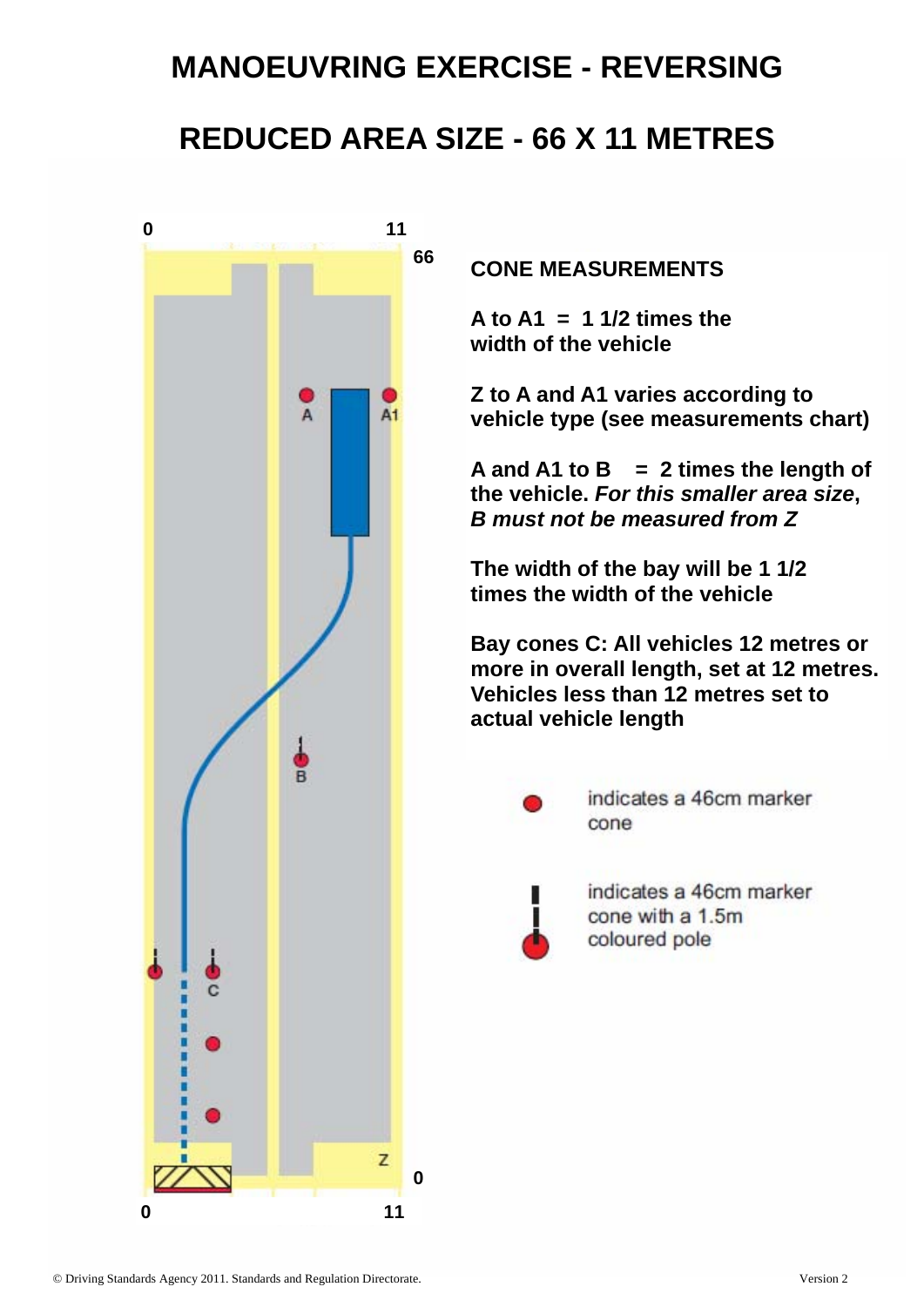# MANOEUVRING EXERCISE - REVERSING

# REDUCED AREA SIZE - 66 X 11 METRES

**CONE MEASUREMENTS**

**A to A1 = 1 1/2 times the width of the vehicle**

**Z to A and A1 varies according to vehicle type (see measurements chart)**

**A and A1 to B = 2 times the length of the vehicle. *For this smaller area size, B must not be measured from Z***

**The width of the bay will be 1 1/2 times the width of the vehicle**

**Bay cones C: All vehicles 12 metres or more in overall length, set at 12 metres. Vehicles less than 12 metres set to actual vehicle length**

indicates a 46cm marker cone

indicates a 46cm marker cone with a 1.5m coloured pole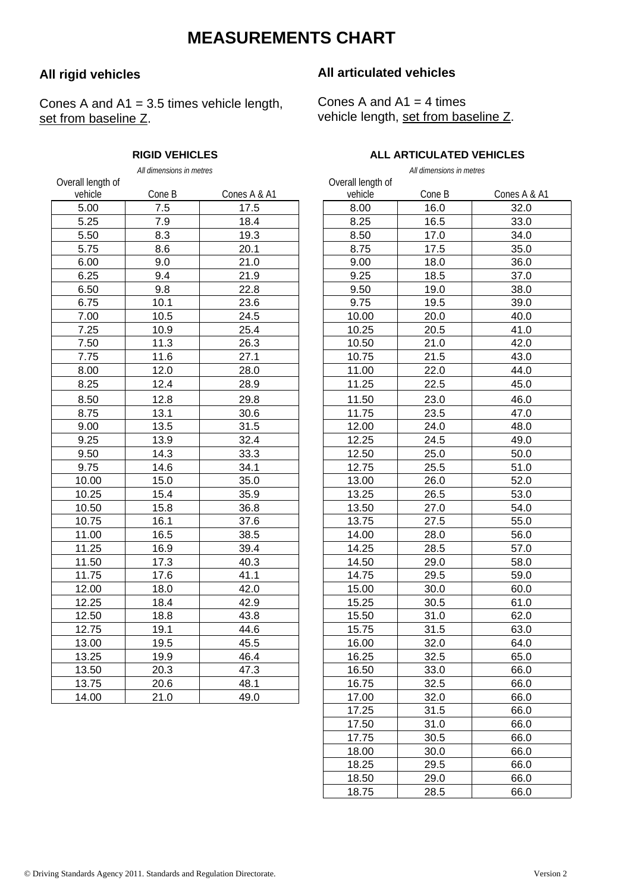# MEASUREMENTS CHART

## All rigid vehicles

Cones A and A1 = 3.5 times vehicle length, set from baseline Z.

### RIGID VEHICLES

*All dimensions in metres*

| Overall length of vehicle | Cone B | Cones A & A1 |
|---|---|---|
| 5.00 | 7.5 | 17.5 |
| 5.25 | 7.9 | 18.4 |
| 5.50 | 8.3 | 19.3 |
| 5.75 | 8.6 | 20.1 |
| 6.00 | 9.0 | 21.0 |
| 6.25 | 9.4 | 21.9 |
| 6.50 | 9.8 | 22.8 |
| 6.75 | 10.1 | 23.6 |
| 7.00 | 10.5 | 24.5 |
| 7.25 | 10.9 | 25.4 |
| 7.50 | 11.3 | 26.3 |
| 7.75 | 11.6 | 27.1 |
| 8.00 | 12.0 | 28.0 |
| 8.25 | 12.4 | 28.9 |
| 8.50 | 12.8 | 29.8 |
| 8.75 | 13.1 | 30.6 |
| 9.00 | 13.5 | 31.5 |
| 9.25 | 13.9 | 32.4 |
| 9.50 | 14.3 | 33.3 |
| 9.75 | 14.6 | 34.1 |
| 10.00 | 15.0 | 35.0 |
| 10.25 | 15.4 | 35.9 |
| 10.50 | 15.8 | 36.8 |
| 10.75 | 16.1 | 37.6 |
| 11.00 | 16.5 | 38.5 |
| 11.25 | 16.9 | 39.4 |
| 11.50 | 17.3 | 40.3 |
| 11.75 | 17.6 | 41.1 |
| 12.00 | 18.0 | 42.0 |
| 12.25 | 18.4 | 42.9 |
| 12.50 | 18.8 | 43.8 |
| 12.75 | 19.1 | 44.6 |
| 13.00 | 19.5 | 45.5 |
| 13.25 | 19.9 | 46.4 |
| 13.50 | 20.3 | 47.3 |
| 13.75 | 20.6 | 48.1 |
| 14.00 | 21.0 | 49.0 |

## All articulated vehicles

Cones A and A1 = 4 times vehicle length, set from baseline Z.

### ALL ARTICULATED VEHICLES

*All dimensions in metres*

| Overall length of vehicle | Cone B | Cones A & A1 |
|---|---|---|
| 8.00 | 16.0 | 32.0 |
| 8.25 | 16.5 | 33.0 |
| 8.50 | 17.0 | 34.0 |
| 8.75 | 17.5 | 35.0 |
| 9.00 | 18.0 | 36.0 |
| 9.25 | 18.5 | 37.0 |
| 9.50 | 19.0 | 38.0 |
| 9.75 | 19.5 | 39.0 |
| 10.00 | 20.0 | 40.0 |
| 10.25 | 20.5 | 41.0 |
| 10.50 | 21.0 | 42.0 |
| 10.75 | 21.5 | 43.0 |
| 11.00 | 22.0 | 44.0 |
| 11.25 | 22.5 | 45.0 |
| 11.50 | 23.0 | 46.0 |
| 11.75 | 23.5 | 47.0 |
| 12.00 | 24.0 | 48.0 |
| 12.25 | 24.5 | 49.0 |
| 12.50 | 25.0 | 50.0 |
| 12.75 | 25.5 | 51.0 |
| 13.00 | 26.0 | 52.0 |
| 13.25 | 26.5 | 53.0 |
| 13.50 | 27.0 | 54.0 |
| 13.75 | 27.5 | 55.0 |
| 14.00 | 28.0 | 56.0 |
| 14.25 | 28.5 | 57.0 |
| 14.50 | 29.0 | 58.0 |
| 14.75 | 29.5 | 59.0 |
| 15.00 | 30.0 | 60.0 |
| 15.25 | 30.5 | 61.0 |
| 15.50 | 31.0 | 62.0 |
| 15.75 | 31.5 | 63.0 |
| 16.00 | 32.0 | 64.0 |
| 16.25 | 32.5 | 65.0 |
| 16.50 | 33.0 | 66.0 |
| 16.75 | 32.5 | 66.0 |
| 17.00 | 32.0 | 66.0 |
| 17.25 | 31.5 | 66.0 |
| 17.50 | 31.0 | 66.0 |
| 17.75 | 30.5 | 66.0 |
| 18.00 | 30.0 | 66.0 |
| 18.25 | 29.5 | 66.0 |
| 18.50 | 29.0 | 66.0 |
| 18.75 | 28.5 | 66.0 |

© Driving Standards Agency 2011. Standards and Regulation Directorate. Version 2